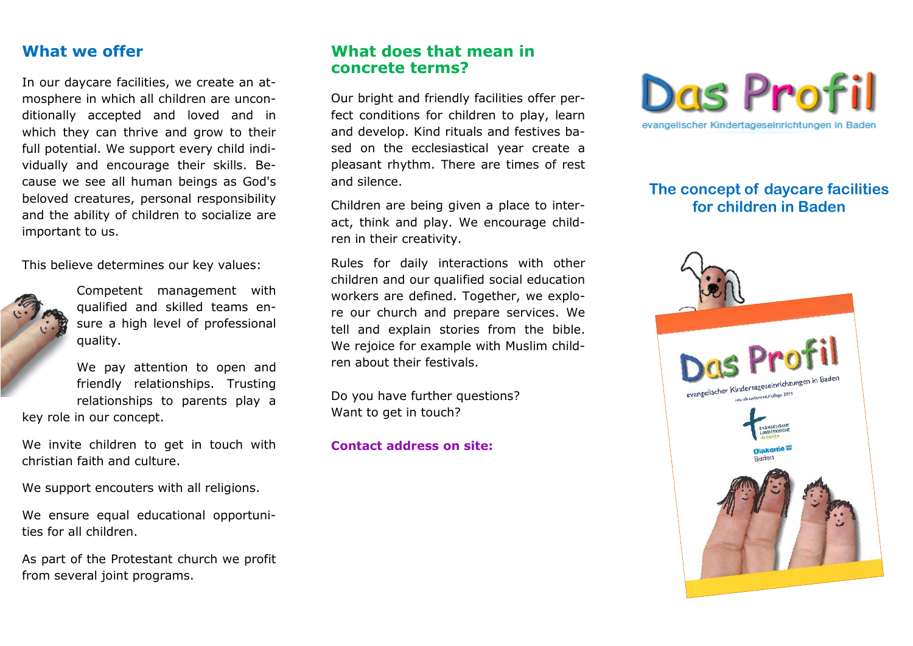## What we offer

In our daycare facilities, we create an atmosphere in which all children are unconditionally accepted and loved and in which they can thrive and grow to their full potential. We support every child individually and encourage their skills. Because we see all human beings as God's beloved creatures, personal responsibility and the ability of children to socialize are important to us.

This believe determines our key values:

Competent management with qualified and skilled teams ensure a high level of professional quality.

We pay attention to open and friendly relationships. Trusting relationships to parents play a key role in our concept.

We invite children to get in touch with christian faith and culture.

We support encouters with all religions.

We ensure equal educational opportunities for all children.

As part of the Protestant church we profit from several joint programs.

## What does that mean in concrete terms?

Our bright and friendly facilities offer perfect conditions for children to play, learn and develop. Kind rituals and festives based on the ecclesiastical year create a pleasant rhythm. There are times of rest and silence.

Children are being given a place to interact, think and play. We encourage children in their creativity.

Rules for daily interactions with other children and our qualified social education workers are defined. Together, we explore our church and prepare services. We tell and explain stories from the bible. We rejoice for example with Muslim children about their festivals.

Do you have further questions?
Want to get in touch?

**Contact address on site:**

# Das Profil

evangelischer Kindertageseinrichtungen in Baden

## The concept of daycare facilities for children in Baden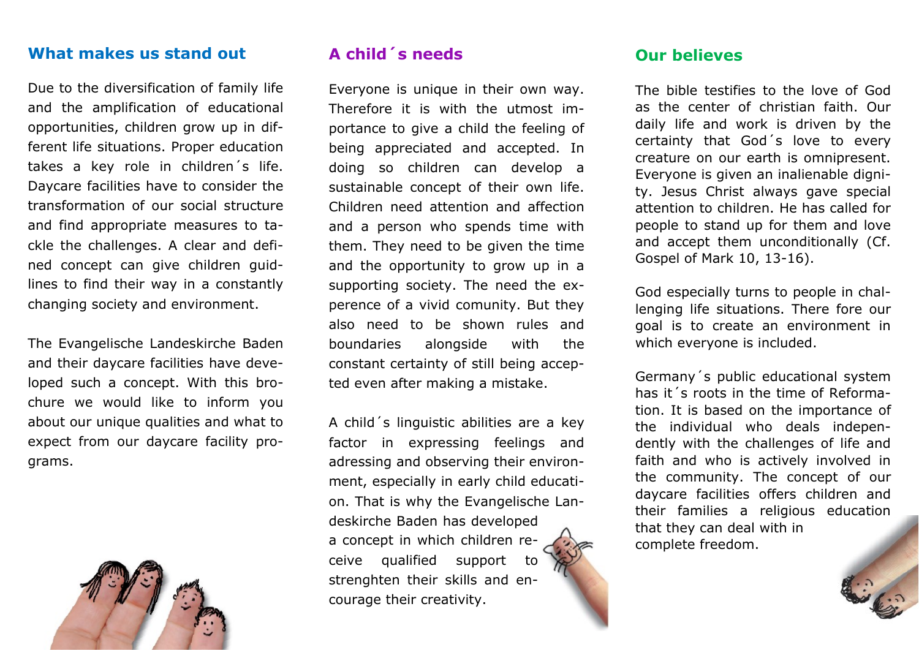## What makes us stand out

Due to the diversification of family life and the amplification of educational opportunities, children grow up in different life situations. Proper education takes a key role in children´s life. Daycare facilities have to consider the transformation of our social structure and find appropriate measures to tackle the challenges. A clear and defined concept can give children guidlines to find their way in a constantly changing society and environment.

The Evangelische Landeskirche Baden and their daycare facilities have developed such a concept. With this brochure we would like to inform you about our unique qualities and what to expect from our daycare facility programs.

## A child´s needs

Everyone is unique in their own way. Therefore it is with the utmost importance to give a child the feeling of being appreciated and accepted. In doing so children can develop a sustainable concept of their own life. Children need attention and affection and a person who spends time with them. They need to be given the time and the opportunity to grow up in a supporting society. The need the experence of a vivid comunity. But they also need to be shown rules and boundaries alongside with the constant certainty of still being accepted even after making a mistake.

A child´s linguistic abilities are a key factor in expressing feelings and adressing and observing their environment, especially in early child education. That is why the Evangelische Landeskirche Baden has developed a concept in which children receive qualified support to strenghten their skills and encourage their creativity.

## Our believes

The bible testifies to the love of God as the center of christian faith. Our daily life and work is driven by the certainty that God´s love to every creature on our earth is omnipresent. Everyone is given an inalienable dignity. Jesus Christ always gave special attention to children. He has called for people to stand up for them and love and accept them unconditionally (Cf. Gospel of Mark 10, 13-16).

God especially turns to people in challenging life situations. There fore our goal is to create an environment in which everyone is included.

Germany´s public educational system has it´s roots in the time of Reformation. It is based on the importance of the individual who deals independently with the challenges of life and faith and who is actively involved in the community. The concept of our daycare facilities offers children and their families a religious education that they can deal with in complete freedom.